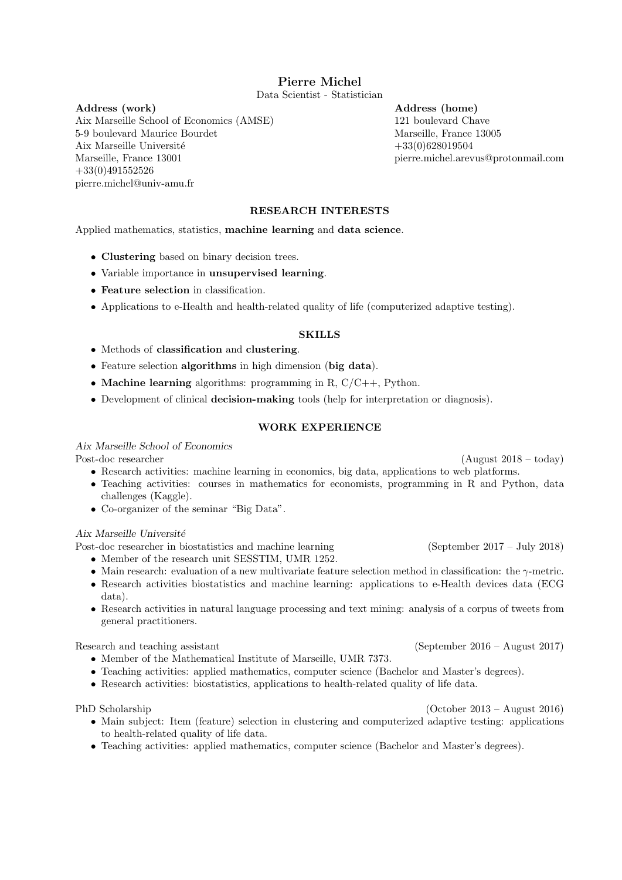# Pierre Michel

Data Scientist - Statistician

**Address (work)**
Aix Marseille School of Economics (AMSE)
5-9 boulevard Maurice Bourdet
Aix Marseille Université
Marseille, France 13001
+33(0)491552526
pierre.michel@univ-amu.fr

**Address (home)**
121 boulevard Chave
Marseille, France 13005
+33(0)628019504
pierre.michel.arevus@protonmail.com

## RESEARCH INTERESTS

Applied mathematics, statistics, **machine learning** and **data science**.

- **Clustering** based on binary decision trees.
- Variable importance in **unsupervised learning**.
- **Feature selection** in classification.
- Applications to e-Health and health-related quality of life (computerized adaptive testing).

## SKILLS

- Methods of **classification** and **clustering**.
- Feature selection **algorithms** in high dimension (**big data**).
- **Machine learning** algorithms: programming in R, C/C++, Python.
- Development of clinical **decision-making** tools (help for interpretation or diagnosis).

## WORK EXPERIENCE

*Aix Marseille School of Economics*

Post-doc researcher (August 2018 – today)

- Research activities: machine learning in economics, big data, applications to web platforms.
- Teaching activities: courses in mathematics for economists, programming in R and Python, data challenges (Kaggle).
- Co-organizer of the seminar “Big Data”.

*Aix Marseille Université*

Post-doc researcher in biostatistics and machine learning (September 2017 – July 2018)

- Member of the research unit SESSTIM, UMR 1252.
- Main research: evaluation of a new multivariate feature selection method in classification: the $\gamma$-metric.
- Research activities biostatistics and machine learning: applications to e-Health devices data (ECG data).
- Research activities in natural language processing and text mining: analysis of a corpus of tweets from general practitioners.

Research and teaching assistant (September 2016 – August 2017)

- Member of the Mathematical Institute of Marseille, UMR 7373.
- Teaching activities: applied mathematics, computer science (Bachelor and Master’s degrees).
- Research activities: biostatistics, applications to health-related quality of life data.

PhD Scholarship (October 2013 – August 2016)

- Main subject: Item (feature) selection in clustering and computerized adaptive testing: applications to health-related quality of life data.
- Teaching activities: applied mathematics, computer science (Bachelor and Master’s degrees).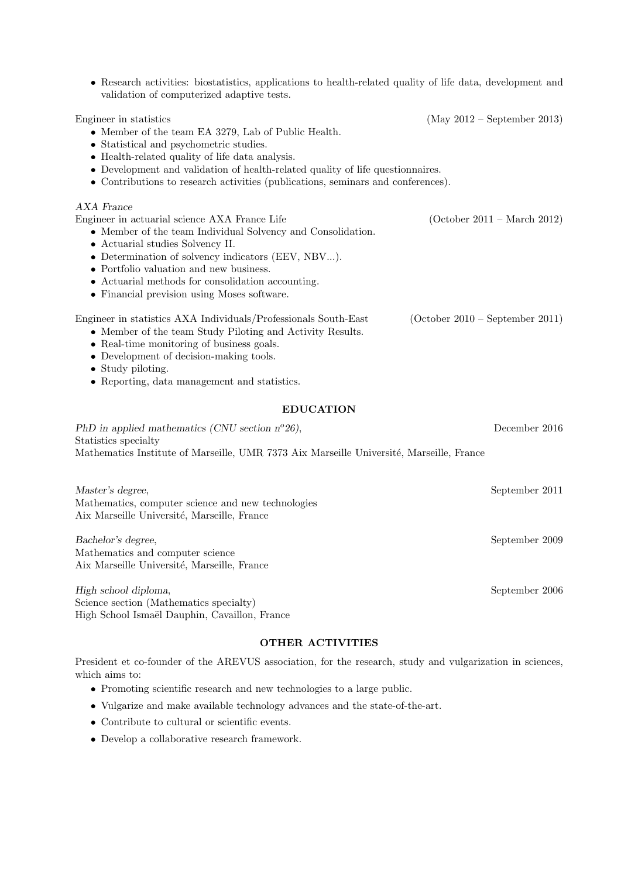- Research activities: biostatistics, applications to health-related quality of life data, development and validation of computerized adaptive tests.

Engineer in statistics (May 2012 – September 2013)

- Member of the team EA 3279, Lab of Public Health.
- Statistical and psychometric studies.
- Health-related quality of life data analysis.
- Development and validation of health-related quality of life questionnaires.
- Contributions to research activities (publications, seminars and conferences).

*AXA France*

Engineer in actuarial science AXA France Life (October 2011 – March 2012)

- Member of the team Individual Solvency and Consolidation.
- Actuarial studies Solvency II.
- Determination of solvency indicators (EEV, NBV...).
- Portfolio valuation and new business.
- Actuarial methods for consolidation accounting.
- Financial prevision using Moses software.

Engineer in statistics AXA Individuals/Professionals South-East (October 2010 – September 2011)

- Member of the team Study Piloting and Activity Results.
- Real-time monitoring of business goals.
- Development of decision-making tools.
- Study piloting.
- Reporting, data management and statistics.

## EDUCATION

*PhD in applied mathematics (CNU section n$^{o}$26)*, December 2016
Statistics specialty
Mathematics Institute of Marseille, UMR 7373 Aix Marseille Université, Marseille, France

*Master's degree*, September 2011
Mathematics, computer science and new technologies
Aix Marseille Université, Marseille, France

*Bachelor's degree*, September 2009
Mathematics and computer science
Aix Marseille Université, Marseille, France

*High school diploma*, September 2006
Science section (Mathematics specialty)
High School Ismaël Dauphin, Cavaillon, France

## OTHER ACTIVITIES

President et co-founder of the AREVUS association, for the research, study and vulgarization in sciences, which aims to:

- Promoting scientific research and new technologies to a large public.
- Vulgarize and make available technology advances and the state-of-the-art.
- Contribute to cultural or scientific events.
- Develop a collaborative research framework.